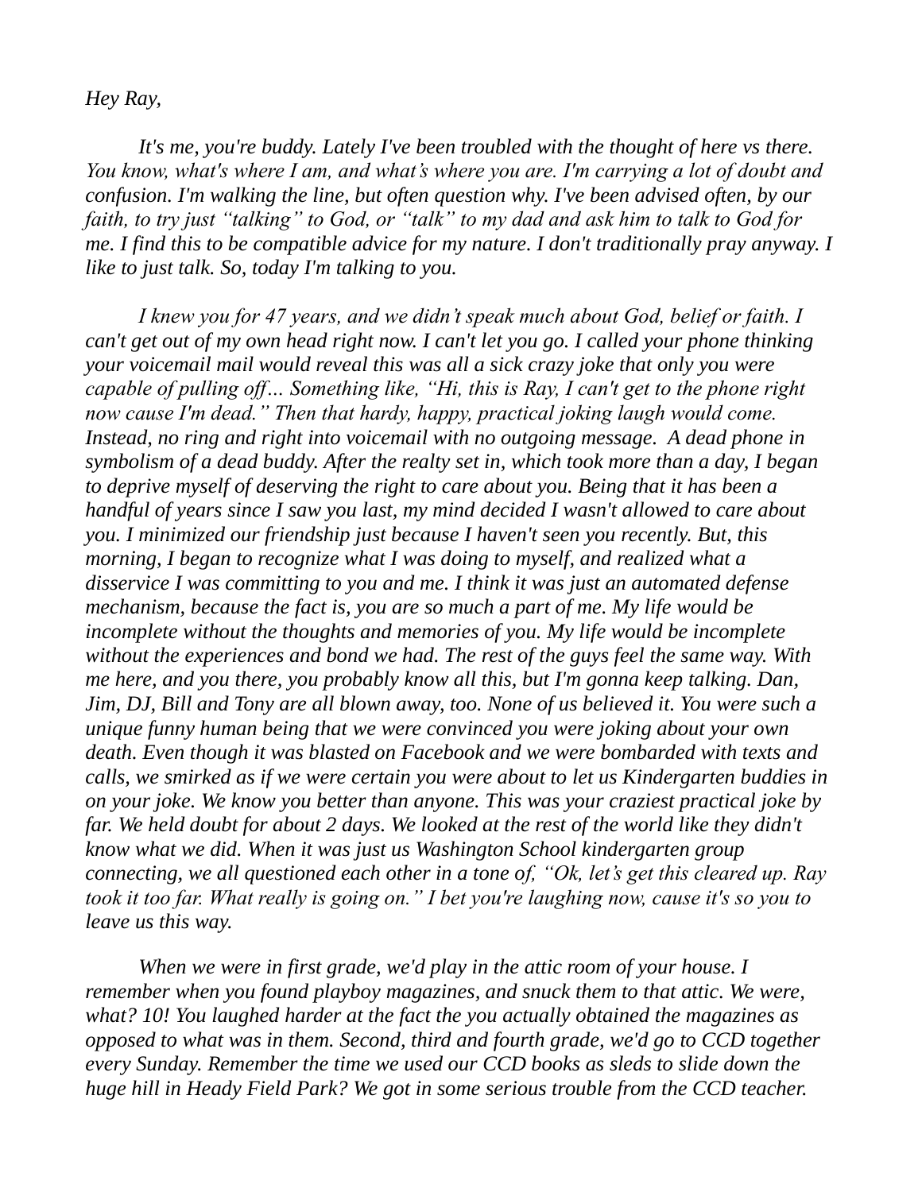*Hey Ray,*

*It's me, you're buddy. Lately I've been troubled with the thought of here vs there. You know, what's where I am, and what's where you are. I'm carrying a lot of doubt and confusion. I'm walking the line, but often question why. I've been advised often, by our faith, to try just "talking" to God, or "talk" to my dad and ask him to talk to God for me. I find this to be compatible advice for my nature. I don't traditionally pray anyway. I like to just talk. So, today I'm talking to you.*

*I knew you for 47 years, and we didn't speak much about God, belief or faith. I can't get out of my own head right now. I can't let you go. I called your phone thinking your voicemail mail would reveal this was all a sick crazy joke that only you were capable of pulling off… Something like, "Hi, this is Ray, I can't get to the phone right now cause I'm dead." Then that hardy, happy, practical joking laugh would come. Instead, no ring and right into voicemail with no outgoing message. A dead phone in symbolism of a dead buddy. After the realty set in, which took more than a day, I began to deprive myself of deserving the right to care about you. Being that it has been a handful of years since I saw you last, my mind decided I wasn't allowed to care about you. I minimized our friendship just because I haven't seen you recently. But, this morning, I began to recognize what I was doing to myself, and realized what a disservice I was committing to you and me. I think it was just an automated defense mechanism, because the fact is, you are so much a part of me. My life would be incomplete without the thoughts and memories of you. My life would be incomplete without the experiences and bond we had. The rest of the guys feel the same way. With me here, and you there, you probably know all this, but I'm gonna keep talking. Dan, Jim, DJ, Bill and Tony are all blown away, too. None of us believed it. You were such a unique funny human being that we were convinced you were joking about your own death. Even though it was blasted on Facebook and we were bombarded with texts and calls, we smirked as if we were certain you were about to let us Kindergarten buddies in on your joke. We know you better than anyone. This was your craziest practical joke by far. We held doubt for about 2 days. We looked at the rest of the world like they didn't know what we did. When it was just us Washington School kindergarten group connecting, we all questioned each other in a tone of, "Ok, let's get this cleared up. Ray took it too far. What really is going on." I bet you're laughing now, cause it's so you to leave us this way.*

*When we were in first grade, we'd play in the attic room of your house. I remember when you found playboy magazines, and snuck them to that attic. We were, what? 10! You laughed harder at the fact the you actually obtained the magazines as opposed to what was in them. Second, third and fourth grade, we'd go to CCD together every Sunday. Remember the time we used our CCD books as sleds to slide down the huge hill in Heady Field Park? We got in some serious trouble from the CCD teacher.*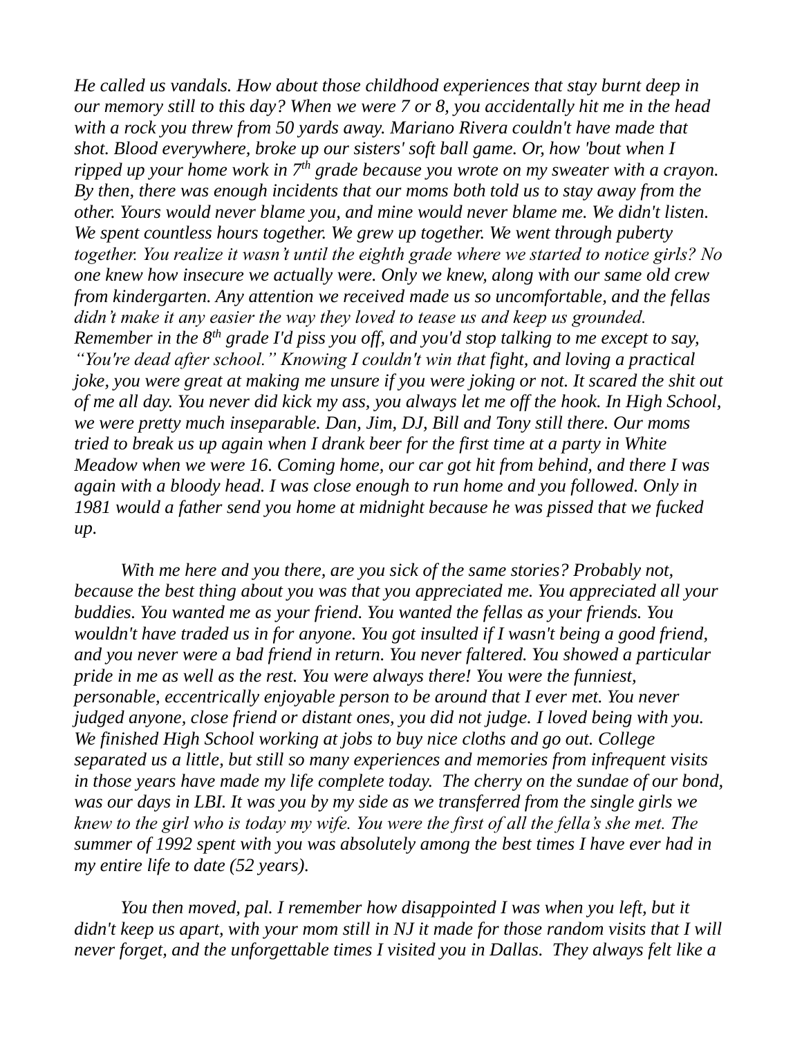*He called us vandals. How about those childhood experiences that stay burnt deep in our memory still to this day? When we were 7 or 8, you accidentally hit me in the head with a rock you threw from 50 yards away. Mariano Rivera couldn't have made that shot. Blood everywhere, broke up our sisters' soft ball game. Or, how 'bout when I ripped up your home work in 7th grade because you wrote on my sweater with a crayon. By then, there was enough incidents that our moms both told us to stay away from the other. Yours would never blame you, and mine would never blame me. We didn't listen. We spent countless hours together. We grew up together. We went through puberty together. You realize it wasn't until the eighth grade where we started to notice girls? No one knew how insecure we actually were. Only we knew, along with our same old crew from kindergarten. Any attention we received made us so uncomfortable, and the fellas didn't make it any easier the way they loved to tease us and keep us grounded. Remember in the 8th grade I'd piss you off, and you'd stop talking to me except to say, "You're dead after school." Knowing I couldn't win that fight, and loving a practical joke, you were great at making me unsure if you were joking or not. It scared the shit out of me all day. You never did kick my ass, you always let me off the hook. In High School, we were pretty much inseparable. Dan, Jim, DJ, Bill and Tony still there. Our moms tried to break us up again when I drank beer for the first time at a party in White Meadow when we were 16. Coming home, our car got hit from behind, and there I was again with a bloody head. I was close enough to run home and you followed. Only in 1981 would a father send you home at midnight because he was pissed that we fucked up.*

*With me here and you there, are you sick of the same stories? Probably not, because the best thing about you was that you appreciated me. You appreciated all your buddies. You wanted me as your friend. You wanted the fellas as your friends. You wouldn't have traded us in for anyone. You got insulted if I wasn't being a good friend, and you never were a bad friend in return. You never faltered. You showed a particular pride in me as well as the rest. You were always there! You were the funniest, personable, eccentrically enjoyable person to be around that I ever met. You never judged anyone, close friend or distant ones, you did not judge. I loved being with you. We finished High School working at jobs to buy nice cloths and go out. College separated us a little, but still so many experiences and memories from infrequent visits in those years have made my life complete today. The cherry on the sundae of our bond, was our days in LBI. It was you by my side as we transferred from the single girls we knew to the girl who is today my wife. You were the first of all the fella's she met. The summer of 1992 spent with you was absolutely among the best times I have ever had in my entire life to date (52 years).*

*You then moved, pal. I remember how disappointed I was when you left, but it didn't keep us apart, with your mom still in NJ it made for those random visits that I will never forget, and the unforgettable times I visited you in Dallas. They always felt like a*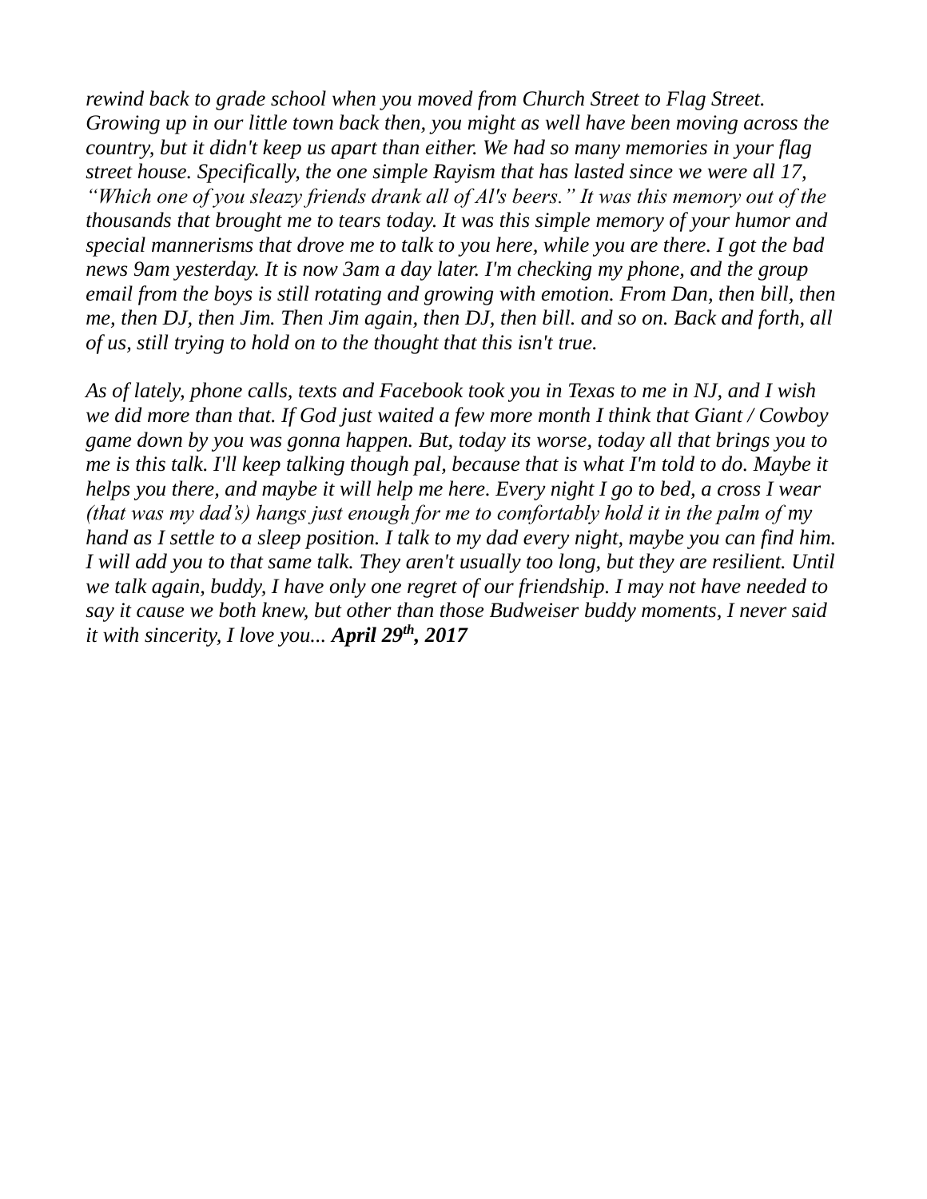*rewind back to grade school when you moved from Church Street to Flag Street. Growing up in our little town back then, you might as well have been moving across the country, but it didn't keep us apart than either. We had so many memories in your flag street house. Specifically, the one simple Rayism that has lasted since we were all 17, "Which one of you sleazy friends drank all of Al's beers." It was this memory out of the thousands that brought me to tears today. It was this simple memory of your humor and special mannerisms that drove me to talk to you here, while you are there. I got the bad news 9am yesterday. It is now 3am a day later. I'm checking my phone, and the group email from the boys is still rotating and growing with emotion. From Dan, then bill, then me, then DJ, then Jim. Then Jim again, then DJ, then bill. and so on. Back and forth, all of us, still trying to hold on to the thought that this isn't true.*

*As of lately, phone calls, texts and Facebook took you in Texas to me in NJ, and I wish we did more than that. If God just waited a few more month I think that Giant / Cowboy game down by you was gonna happen. But, today its worse, today all that brings you to me is this talk. I'll keep talking though pal, because that is what I'm told to do. Maybe it helps you there, and maybe it will help me here. Every night I go to bed, a cross I wear (that was my dad's) hangs just enough for me to comfortably hold it in the palm of my hand as I settle to a sleep position. I talk to my dad every night, maybe you can find him. I will add you to that same talk. They aren't usually too long, but they are resilient. Until we talk again, buddy, I have only one regret of our friendship. I may not have needed to say it cause we both knew, but other than those Budweiser buddy moments, I never said it with sincerity, I love you...* ***April 29th, 2017***